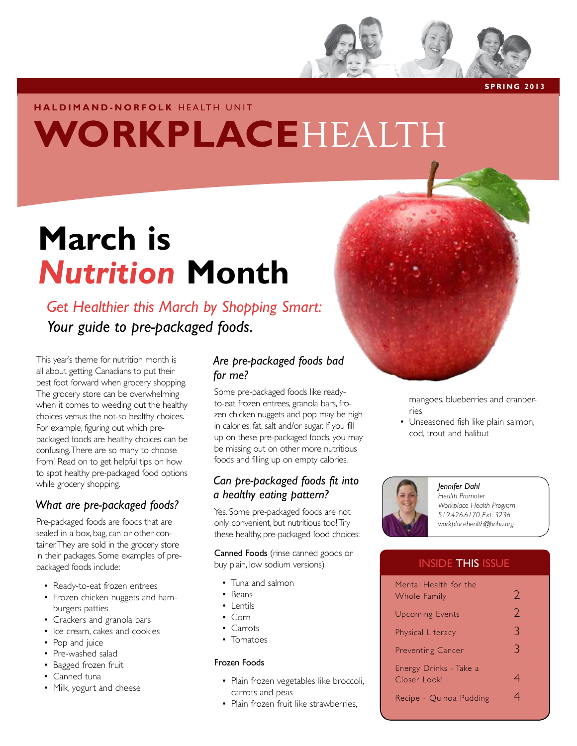SPRING 2013

HALDIMAND-NORFOLK HEALTH UNIT

# WORKPLACEHEALTH

# March is *Nutrition* Month

## *Get Healthier this March by Shopping Smart: Your guide to pre-packaged foods.*

This year's theme for nutrition month is all about getting Canadians to put their best foot forward when grocery shopping. The grocery store can be overwhelming when it comes to weeding out the healthy choices versus the not-so healthy choices. For example, figuring out which pre-packaged foods are healthy choices can be confusing. There are so many to choose from! Read on to get helpful tips on how to spot healthy pre-packaged food options while grocery shopping.

### *What are pre-packaged foods?*

Pre-packaged foods are foods that are sealed in a box, bag, can or other container. They are sold in the grocery store in their packages. Some examples of pre-packaged foods include:

- Ready-to-eat frozen entrees
- Frozen chicken nuggets and hamburgers patties
- Crackers and granola bars
- Ice cream, cakes and cookies
- Pop and juice
- Pre-washed salad
- Bagged frozen fruit
- Canned tuna
- Milk, yogurt and cheese

### *Are pre-packaged foods bad for me?*

Some pre-packaged foods like ready-to-eat frozen entrees, granola bars, frozen chicken nuggets and pop may be high in calories, fat, salt and/or sugar. If you fill up on these pre-packaged foods, you may be missing out on other more nutritious foods and filling up on empty calories.

### *Can pre-packaged foods fit into a healthy eating pattern?*

Yes. Some pre-packaged foods are not only convenient, but nutritious too! Try these healthy, pre-packaged food choices:

**Canned Foods** (rinse canned goods or buy plain, low sodium versions)

- Tuna and salmon
- Beans
- Lentils
- Corn
- Carrots
- Tomatoes

**Frozen Foods**

- Plain frozen vegetables like broccoli, carrots and peas
- Plain frozen fruit like strawberries, mangoes, blueberries and cranberries
- Unseasoned fish like plain salmon, cod, trout and halibut

*Jennifer Dahl*
*Health Promoter*
*Workplace Health Program*
*519.426.6170 Ext. 3236*
*workplacehealth@hnhu.org*

**INSIDE THIS ISSUE**

| | |
|---|---|
| Mental Health for the Whole Family | 2 |
| Upcoming Events | 2 |
| Physical Literacy | 3 |
| Preventing Cancer | 3 |
| Energy Drinks - Take a Closer Look! | 4 |
| Recipe - Quinoa Pudding | 4 |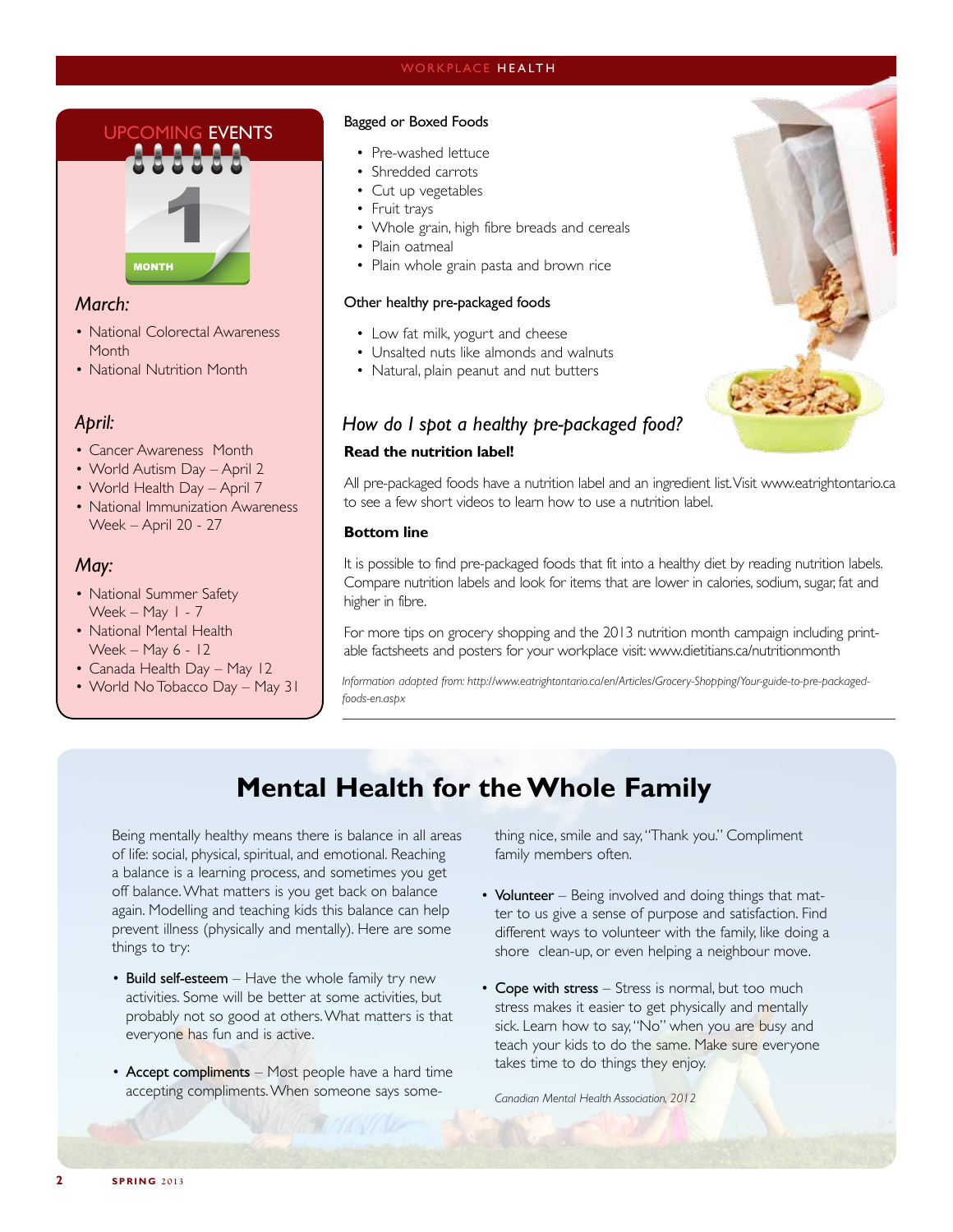## UPCOMING EVENTS

### March:

- National Colorectal Awareness Month
- National Nutrition Month

### April:

- Cancer Awareness Month
- World Autism Day – April 2
- World Health Day – April 7
- National Immunization Awareness Week – April 20 - 27

### May:

- National Summer Safety Week – May 1 - 7
- National Mental Health Week – May 6 - 12
- Canada Health Day – May 12
- World No Tobacco Day – May 31

Bagged or Boxed Foods

- Pre-washed lettuce
- Shredded carrots
- Cut up vegetables
- Fruit trays
- Whole grain, high fibre breads and cereals
- Plain oatmeal
- Plain whole grain pasta and brown rice

Other healthy pre-packaged foods

- Low fat milk, yogurt and cheese
- Unsalted nuts like almonds and walnuts
- Natural, plain peanut and nut butters

### *How do I spot a healthy pre-packaged food?*

**Read the nutrition label!**

All pre-packaged foods have a nutrition label and an ingredient list. Visit www.eatrightontario.ca to see a few short videos to learn how to use a nutrition label.

**Bottom line**

It is possible to find pre-packaged foods that fit into a healthy diet by reading nutrition labels. Compare nutrition labels and look for items that are lower in calories, sodium, sugar, fat and higher in fibre.

For more tips on grocery shopping and the 2013 nutrition month campaign including printable factsheets and posters for your workplace visit: www.dietitians.ca/nutritionmonth

*Information adapted from: http://www.eatrightontario.ca/en/Articles/Grocery-Shopping/Your-guide-to-pre-packaged-foods-en.aspx*

# Mental Health for the Whole Family

Being mentally healthy means there is balance in all areas of life: social, physical, spiritual, and emotional. Reaching a balance is a learning process, and sometimes you get off balance. What matters is you get back on balance again. Modelling and teaching kids this balance can help prevent illness (physically and mentally). Here are some things to try:

- **Build self-esteem** – Have the whole family try new activities. Some will be better at some activities, but probably not so good at others. What matters is that everyone has fun and is active.
- **Accept compliments** – Most people have a hard time accepting compliments. When someone says something nice, smile and say, "Thank you." Compliment family members often.
- **Volunteer** – Being involved and doing things that matter to us give a sense of purpose and satisfaction. Find different ways to volunteer with the family, like doing a shore clean-up, or even helping a neighbour move.
- **Cope with stress** – Stress is normal, but too much stress makes it easier to get physically and mentally sick. Learn how to say, "No" when you are busy and teach your kids to do the same. Make sure everyone takes time to do things they enjoy.

*Canadian Mental Health Association, 2012*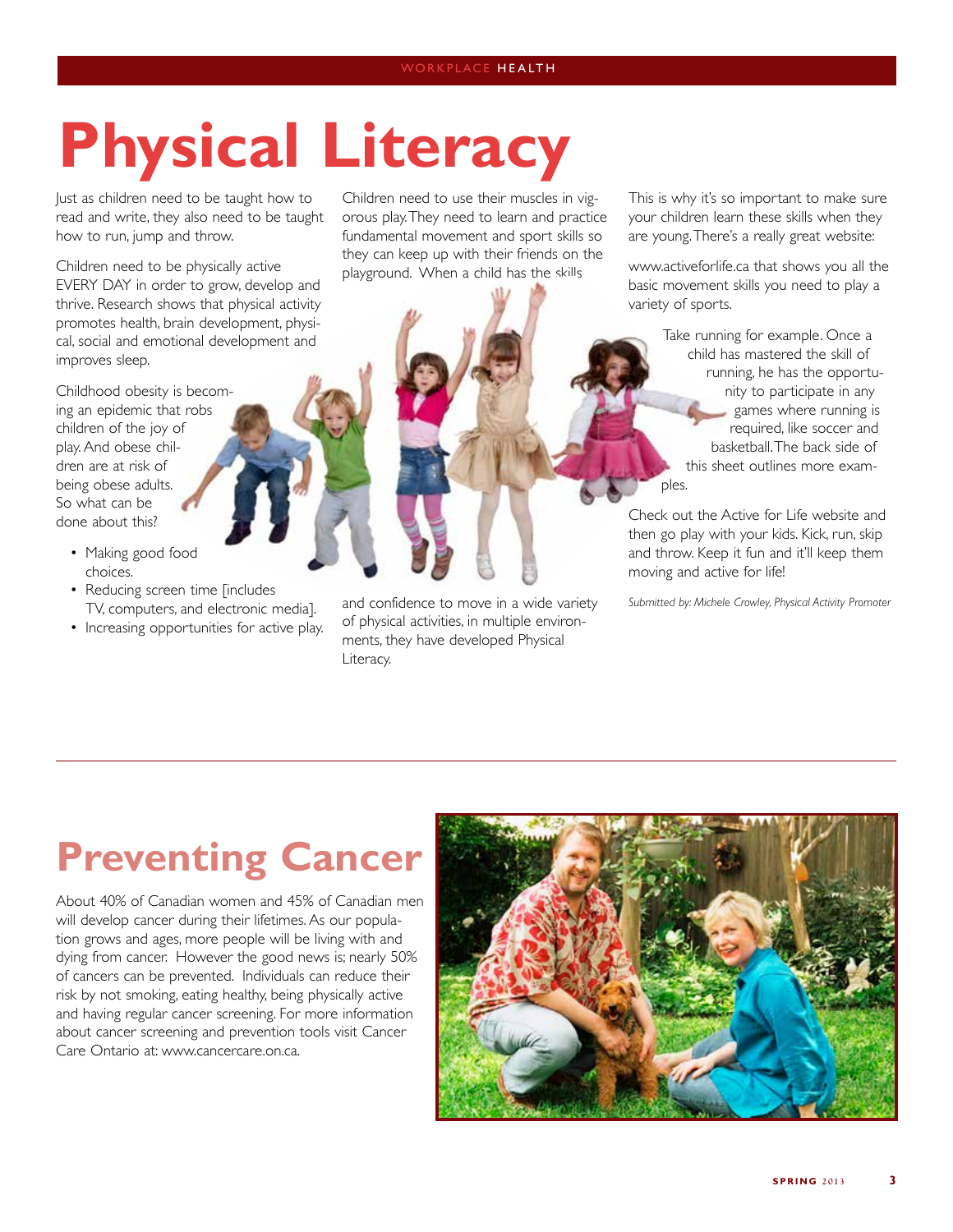# Physical Literacy

Just as children need to be taught how to read and write, they also need to be taught how to run, jump and throw.

Children need to be physically active EVERY DAY in order to grow, develop and thrive. Research shows that physical activity promotes health, brain development, physical, social and emotional development and improves sleep.

Childhood obesity is becoming an epidemic that robs children of the joy of play. And obese children are at risk of being obese adults. So what can be done about this?

- Making good food choices.
- Reducing screen time [includes TV, computers, and electronic media].
- Increasing opportunities for active play.

Children need to use their muscles in vigorous play. They need to learn and practice fundamental movement and sport skills so they can keep up with their friends on the playground. When a child has the skills and confidence to move in a wide variety of physical activities, in multiple environments, they have developed Physical Literacy.

This is why it's so important to make sure your children learn these skills when they are young. There's a really great website:

www.activeforlife.ca that shows you all the basic movement skills you need to play a variety of sports.

Take running for example. Once a child has mastered the skill of running, he has the opportunity to participate in any games where running is required, like soccer and basketball. The back side of this sheet outlines more examples.

Check out the Active for Life website and then go play with your kids. Kick, run, skip and throw. Keep it fun and it'll keep them moving and active for life!

*Submitted by: Michele Crowley, Physical Activity Promoter*

# Preventing Cancer

About 40% of Canadian women and 45% of Canadian men will develop cancer during their lifetimes. As our population grows and ages, more people will be living with and dying from cancer. However the good news is; nearly 50% of cancers can be prevented. Individuals can reduce their risk by not smoking, eating healthy, being physically active and having regular cancer screening. For more information about cancer screening and prevention tools visit Cancer Care Ontario at: www.cancercare.on.ca.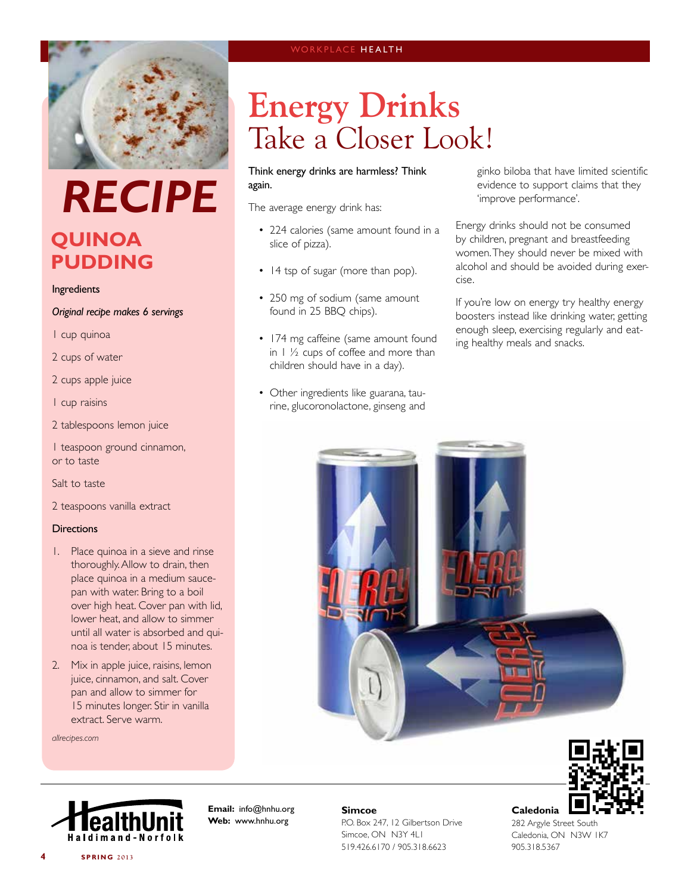# RECIPE

## QUINOA PUDDING

**Ingredients**

*Original recipe makes 6 servings*

1 cup quinoa

2 cups of water

2 cups apple juice

1 cup raisins

2 tablespoons lemon juice

1 teaspoon ground cinnamon, or to taste

Salt to taste

2 teaspoons vanilla extract

**Directions**

1. Place quinoa in a sieve and rinse thoroughly. Allow to drain, then place quinoa in a medium saucepan with water. Bring to a boil over high heat. Cover pan with lid, lower heat, and allow to simmer until all water is absorbed and quinoa is tender, about 15 minutes.
2. Mix in apple juice, raisins, lemon juice, cinnamon, and salt. Cover pan and allow to simmer for 15 minutes longer. Stir in vanilla extract. Serve warm.

*allrecipes.com*

WORKPLACE HEALTH

# Energy Drinks Take a Closer Look!

Think energy drinks are harmless? Think again.

The average energy drink has:

- 224 calories (same amount found in a slice of pizza).
- 14 tsp of sugar (more than pop).
- 250 mg of sodium (same amount found in 25 BBQ chips).
- 174 mg caffeine (same amount found in 1 ½ cups of coffee and more than children should have in a day).
- Other ingredients like guarana, taurine, glucoronolactone, ginseng and ginko biloba that have limited scientific evidence to support claims that they 'improve performance'.

Energy drinks should not be consumed by children, pregnant and breastfeeding women. They should never be mixed with alcohol and should be avoided during exercise.

If you're low on energy try healthy energy boosters instead like drinking water, getting enough sleep, exercising regularly and eating healthy meals and snacks.

HealthUnit Haldimand-Norfolk

**Email:** info@hnhu.org
**Web:** www.hnhu.org

**Simcoe**
P.O. Box 247, 12 Gilbertson Drive
Simcoe, ON N3Y 4L1
519.426.6170 / 905.318.6623

**Caledonia**
282 Argyle Street South
Caledonia, ON N3W 1K7
905.318.5367